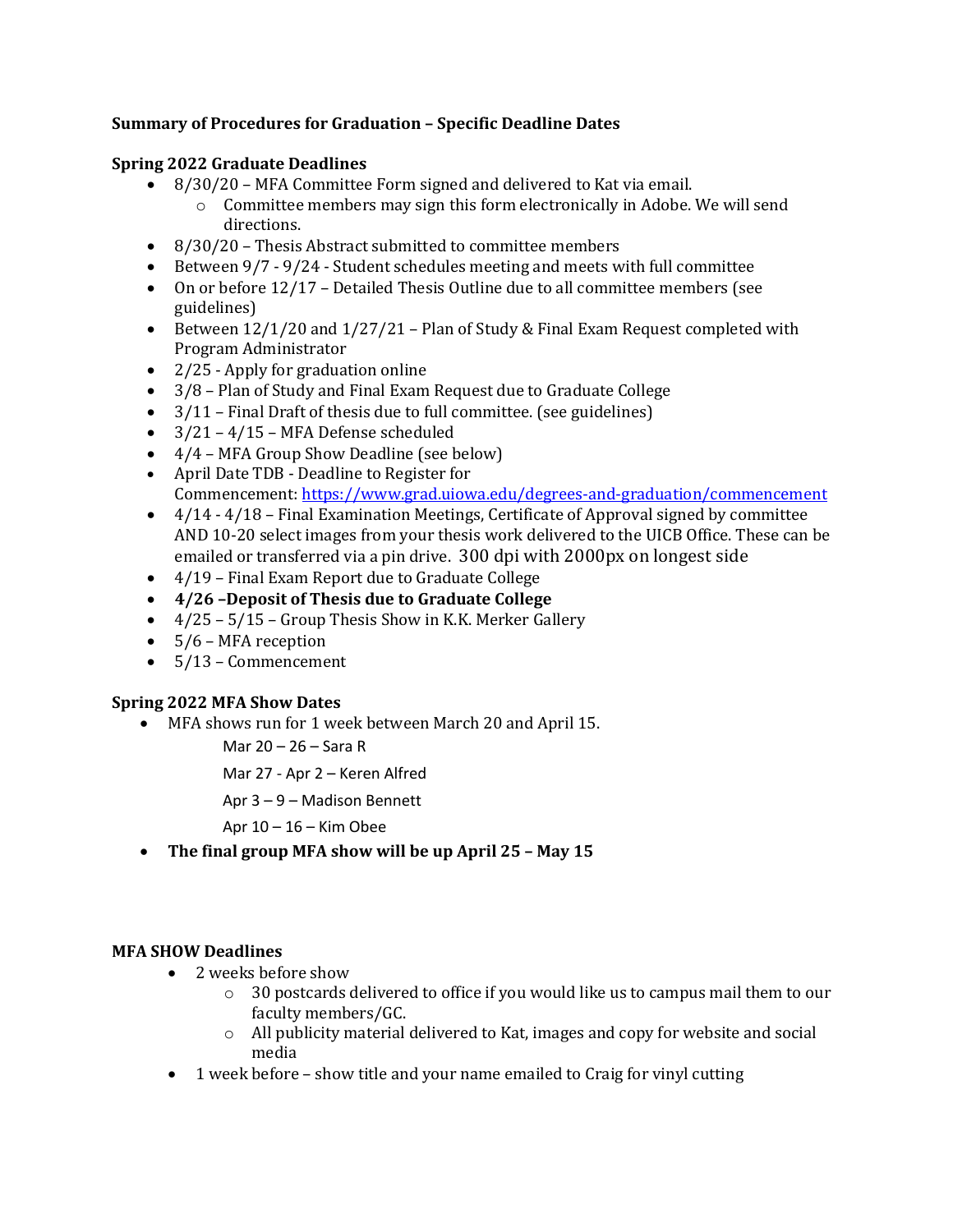**Summary of Procedures for Graduation – Specific Deadline Dates**

**Spring 2022 Graduate Deadlines**

- 8/30/20 – MFA Committee Form signed and delivered to Kat via email.
  - Committee members may sign this form electronically in Adobe. We will send directions.
- 8/30/20 – Thesis Abstract submitted to committee members
- Between 9/7 - 9/24 - Student schedules meeting and meets with full committee
- On or before 12/17 – Detailed Thesis Outline due to all committee members (see guidelines)
- Between 12/1/20 and 1/27/21 – Plan of Study & Final Exam Request completed with Program Administrator
- 2/25 - Apply for graduation online
- 3/8 – Plan of Study and Final Exam Request due to Graduate College
- 3/11 – Final Draft of thesis due to full committee. (see guidelines)
- 3/21 – 4/15 – MFA Defense scheduled
- 4/4 – MFA Group Show Deadline (see below)
- April Date TDB - Deadline to Register for Commencement: [https://www.grad.uiowa.edu/degrees-and-graduation/commencement](https://www.grad.uiowa.edu/degrees-and-graduation/commencement)
- 4/14 - 4/18 – Final Examination Meetings, Certificate of Approval signed by committee AND 10-20 select images from your thesis work delivered to the UICB Office. These can be emailed or transferred via a pin drive. 300 dpi with 2000px on longest side
- 4/19 – Final Exam Report due to Graduate College
- **4/26 –Deposit of Thesis due to Graduate College**
- 4/25 – 5/15 – Group Thesis Show in K.K. Merker Gallery
- 5/6 – MFA reception
- 5/13 – Commencement

**Spring 2022 MFA Show Dates**

- MFA shows run for 1 week between March 20 and April 15.

  Mar 20 – 26 – Sara R

  Mar 27 - Apr 2 – Keren Alfred

  Apr 3 – 9 – Madison Bennett

  Apr 10 – 16 – Kim Obee

- **The final group MFA show will be up April 25 – May 15**

**MFA SHOW Deadlines**

- 2 weeks before show
  - 30 postcards delivered to office if you would like us to campus mail them to our faculty members/GC.
  - All publicity material delivered to Kat, images and copy for website and social media
- 1 week before – show title and your name emailed to Craig for vinyl cutting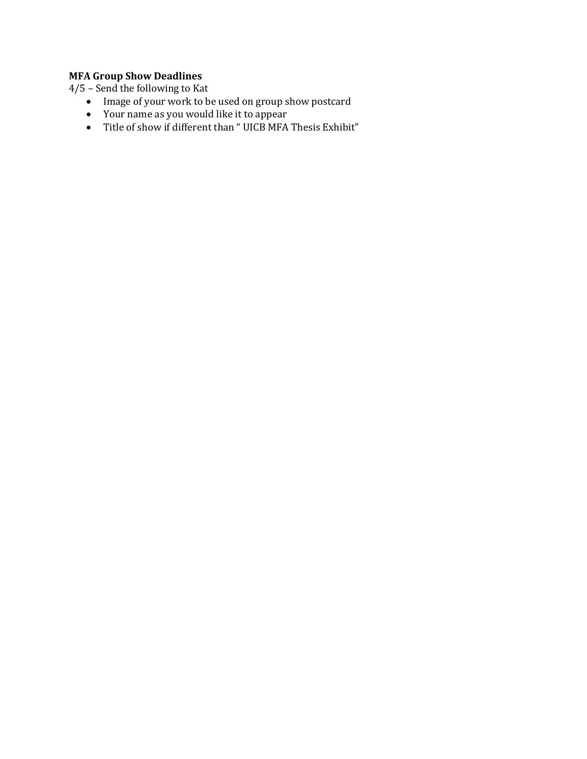**MFA Group Show Deadlines**

4/5 – Send the following to Kat

- Image of your work to be used on group show postcard
- Your name as you would like it to appear
- Title of show if different than " UICB MFA Thesis Exhibit"